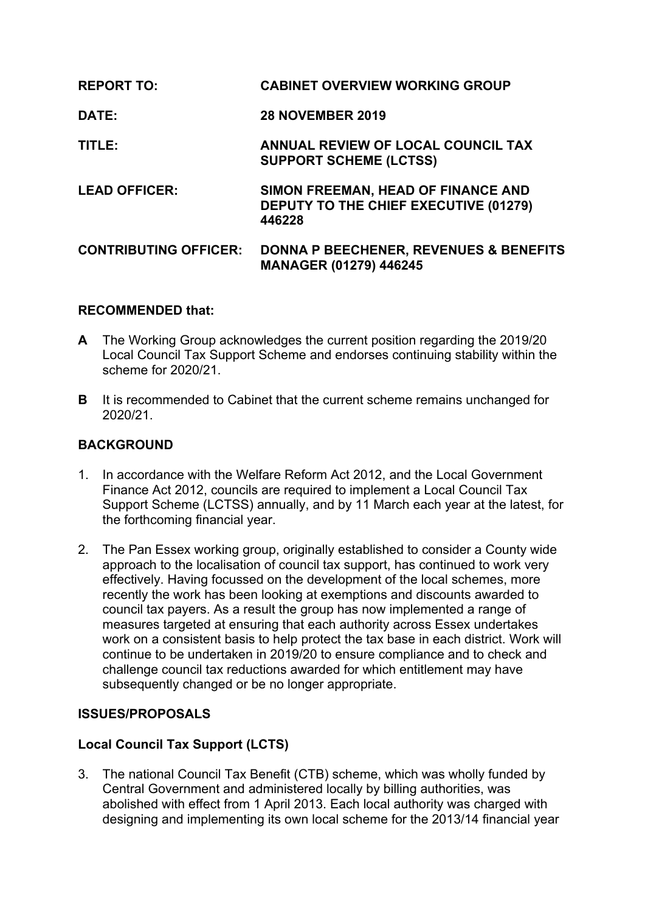| | |
|---|---|
| **REPORT TO:** | **CABINET OVERVIEW WORKING GROUP** |
| **DATE:** | **28 NOVEMBER 2019** |
| **TITLE:** | **ANNUAL REVIEW OF LOCAL COUNCIL TAX SUPPORT SCHEME (LCTSS)** |
| **LEAD OFFICER:** | **SIMON FREEMAN, HEAD OF FINANCE AND DEPUTY TO THE CHIEF EXECUTIVE (01279) 446228** |
| **CONTRIBUTING OFFICER:** | **DONNA P BEECHENER, REVENUES & BENEFITS MANAGER (01279) 446245** |

**RECOMMENDED that:**

**A** The Working Group acknowledges the current position regarding the 2019/20 Local Council Tax Support Scheme and endorses continuing stability within the scheme for 2020/21.

**B** It is recommended to Cabinet that the current scheme remains unchanged for 2020/21.

## BACKGROUND

1. In accordance with the Welfare Reform Act 2012, and the Local Government Finance Act 2012, councils are required to implement a Local Council Tax Support Scheme (LCTSS) annually, and by 11 March each year at the latest, for the forthcoming financial year.

2. The Pan Essex working group, originally established to consider a County wide approach to the localisation of council tax support, has continued to work very effectively. Having focussed on the development of the local schemes, more recently the work has been looking at exemptions and discounts awarded to council tax payers. As a result the group has now implemented a range of measures targeted at ensuring that each authority across Essex undertakes work on a consistent basis to help protect the tax base in each district. Work will continue to be undertaken in 2019/20 to ensure compliance and to check and challenge council tax reductions awarded for which entitlement may have subsequently changed or be no longer appropriate.

## ISSUES/PROPOSALS

### Local Council Tax Support (LCTS)

3. The national Council Tax Benefit (CTB) scheme, which was wholly funded by Central Government and administered locally by billing authorities, was abolished with effect from 1 April 2013. Each local authority was charged with designing and implementing its own local scheme for the 2013/14 financial year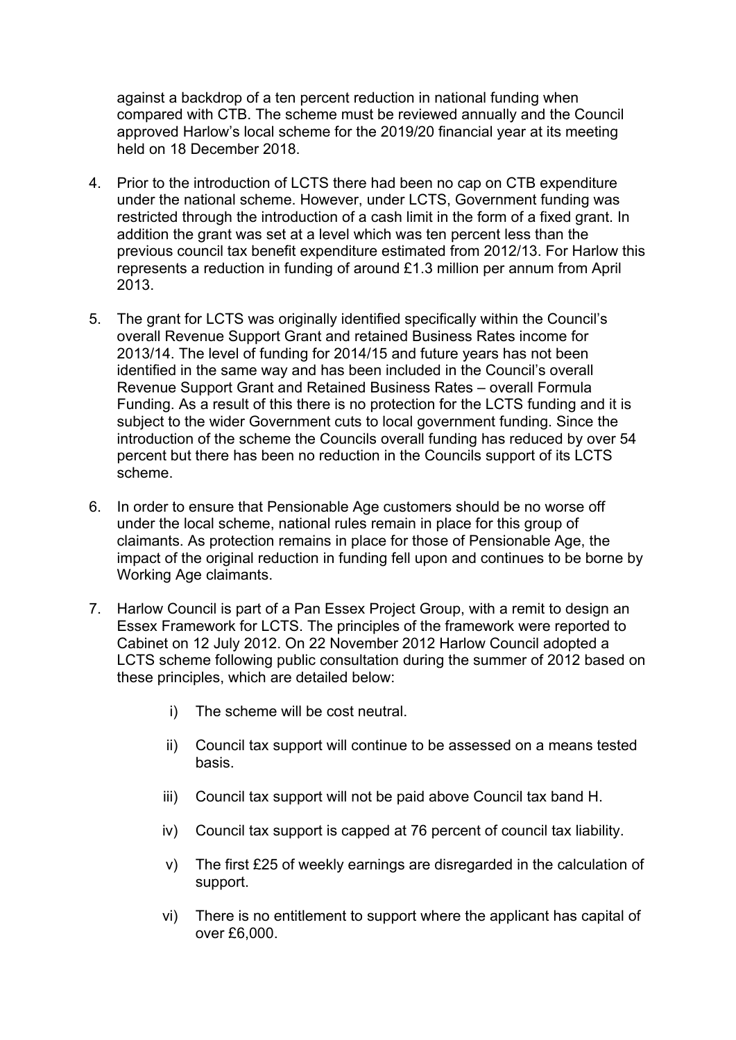against a backdrop of a ten percent reduction in national funding when compared with CTB. The scheme must be reviewed annually and the Council approved Harlow's local scheme for the 2019/20 financial year at its meeting held on 18 December 2018.

4. Prior to the introduction of LCTS there had been no cap on CTB expenditure under the national scheme. However, under LCTS, Government funding was restricted through the introduction of a cash limit in the form of a fixed grant. In addition the grant was set at a level which was ten percent less than the previous council tax benefit expenditure estimated from 2012/13. For Harlow this represents a reduction in funding of around £1.3 million per annum from April 2013.

5. The grant for LCTS was originally identified specifically within the Council's overall Revenue Support Grant and retained Business Rates income for 2013/14. The level of funding for 2014/15 and future years has not been identified in the same way and has been included in the Council's overall Revenue Support Grant and Retained Business Rates – overall Formula Funding. As a result of this there is no protection for the LCTS funding and it is subject to the wider Government cuts to local government funding. Since the introduction of the scheme the Councils overall funding has reduced by over 54 percent but there has been no reduction in the Councils support of its LCTS scheme.

6. In order to ensure that Pensionable Age customers should be no worse off under the local scheme, national rules remain in place for this group of claimants. As protection remains in place for those of Pensionable Age, the impact of the original reduction in funding fell upon and continues to be borne by Working Age claimants.

7. Harlow Council is part of a Pan Essex Project Group, with a remit to design an Essex Framework for LCTS. The principles of the framework were reported to Cabinet on 12 July 2012. On 22 November 2012 Harlow Council adopted a LCTS scheme following public consultation during the summer of 2012 based on these principles, which are detailed below:

    i) The scheme will be cost neutral.

    ii) Council tax support will continue to be assessed on a means tested basis.

    iii) Council tax support will not be paid above Council tax band H.

    iv) Council tax support is capped at 76 percent of council tax liability.

    v) The first £25 of weekly earnings are disregarded in the calculation of support.

    vi) There is no entitlement to support where the applicant has capital of over £6,000.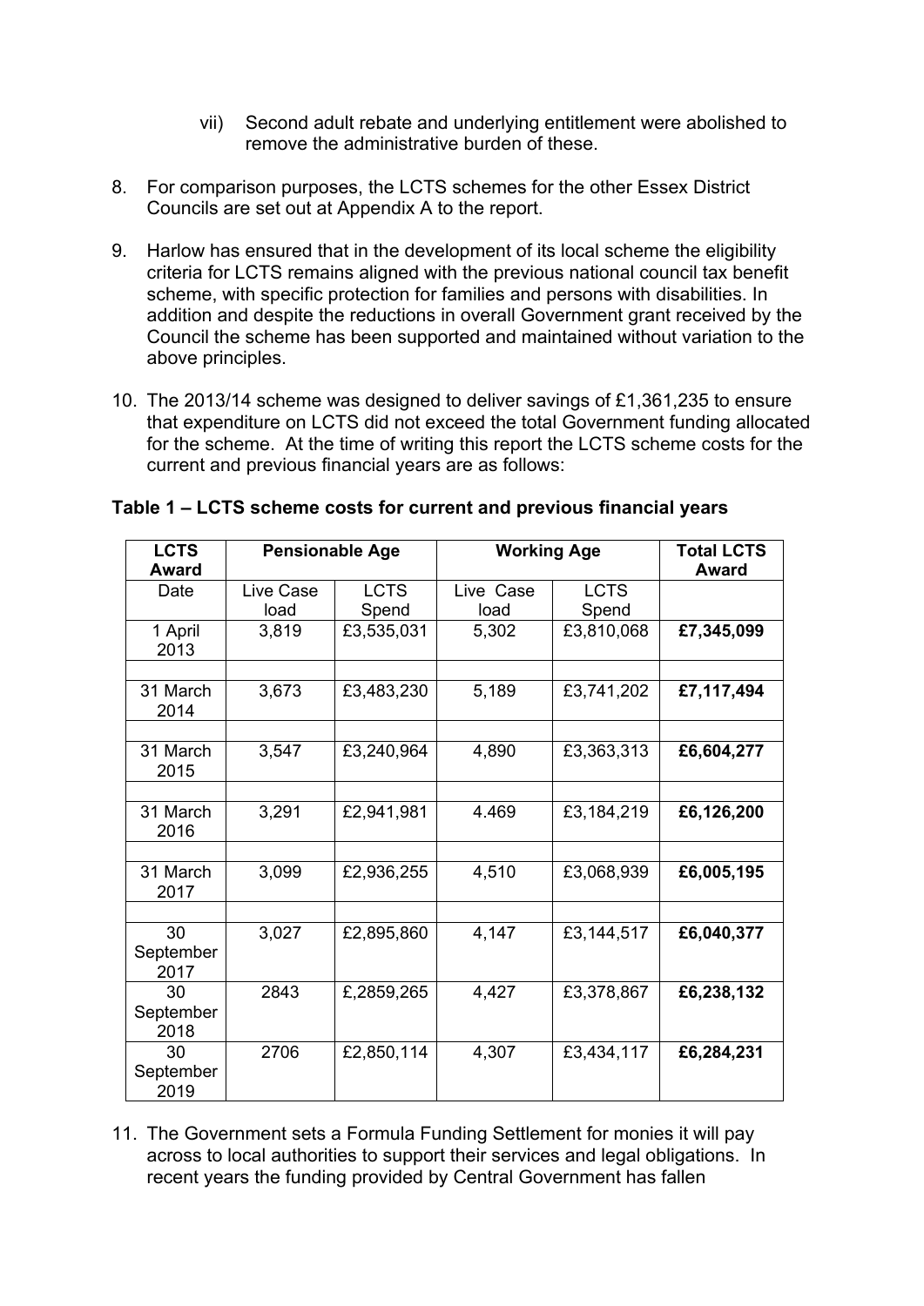vii) Second adult rebate and underlying entitlement were abolished to remove the administrative burden of these.

8. For comparison purposes, the LCTS schemes for the other Essex District Councils are set out at Appendix A to the report.

9. Harlow has ensured that in the development of its local scheme the eligibility criteria for LCTS remains aligned with the previous national council tax benefit scheme, with specific protection for families and persons with disabilities. In addition and despite the reductions in overall Government grant received by the Council the scheme has been supported and maintained without variation to the above principles.

10. The 2013/14 scheme was designed to deliver savings of £1,361,235 to ensure that expenditure on LCTS did not exceed the total Government funding allocated for the scheme. At the time of writing this report the LCTS scheme costs for the current and previous financial years are as follows:

**Table 1 – LCTS scheme costs for current and previous financial years**

| **LCTS Award** | **Pensionable Age** | | **Working Age** | | **Total LCTS Award** |
|---|---|---|---|---|---|
| Date | Live Case load | LCTS Spend | Live Case load | LCTS Spend | |
| 1 April 2013 | 3,819 | £3,535,031 | 5,302 | £3,810,068 | **£7,345,099** |
| | | | | | |
| 31 March 2014 | 3,673 | £3,483,230 | 5,189 | £3,741,202 | **£7,117,494** |
| | | | | | |
| 31 March 2015 | 3,547 | £3,240,964 | 4,890 | £3,363,313 | **£6,604,277** |
| | | | | | |
| 31 March 2016 | 3,291 | £2,941,981 | 4.469 | £3,184,219 | **£6,126,200** |
| | | | | | |
| 31 March 2017 | 3,099 | £2,936,255 | 4,510 | £3,068,939 | **£6,005,195** |
| | | | | | |
| 30 September 2017 | 3,027 | £2,895,860 | 4,147 | £3,144,517 | **£6,040,377** |
| 30 September 2018 | 2843 | £,2859,265 | 4,427 | £3,378,867 | **£6,238,132** |
| 30 September 2019 | 2706 | £2,850,114 | 4,307 | £3,434,117 | **£6,284,231** |

11. The Government sets a Formula Funding Settlement for monies it will pay across to local authorities to support their services and legal obligations. In recent years the funding provided by Central Government has fallen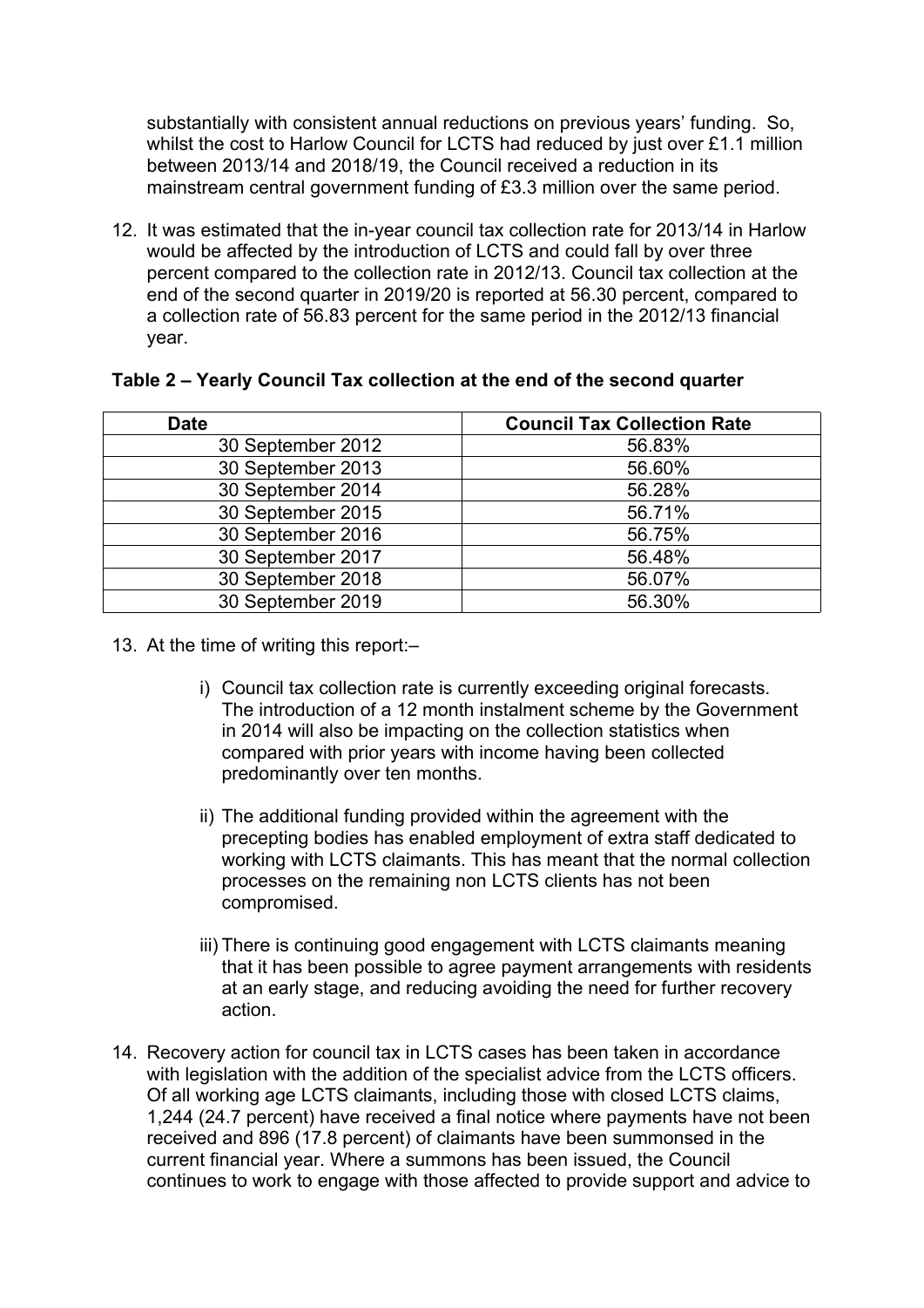substantially with consistent annual reductions on previous years' funding. So, whilst the cost to Harlow Council for LCTS had reduced by just over £1.1 million between 2013/14 and 2018/19, the Council received a reduction in its mainstream central government funding of £3.3 million over the same period.

12. It was estimated that the in-year council tax collection rate for 2013/14 in Harlow would be affected by the introduction of LCTS and could fall by over three percent compared to the collection rate in 2012/13. Council tax collection at the end of the second quarter in 2019/20 is reported at 56.30 percent, compared to a collection rate of 56.83 percent for the same period in the 2012/13 financial year.

**Table 2 – Yearly Council Tax collection at the end of the second quarter**

| Date | Council Tax Collection Rate |
|---|---|
| 30 September 2012 | 56.83% |
| 30 September 2013 | 56.60% |
| 30 September 2014 | 56.28% |
| 30 September 2015 | 56.71% |
| 30 September 2016 | 56.75% |
| 30 September 2017 | 56.48% |
| 30 September 2018 | 56.07% |
| 30 September 2019 | 56.30% |

13. At the time of writing this report:–

    i) Council tax collection rate is currently exceeding original forecasts. The introduction of a 12 month instalment scheme by the Government in 2014 will also be impacting on the collection statistics when compared with prior years with income having been collected predominantly over ten months.

    ii) The additional funding provided within the agreement with the precepting bodies has enabled employment of extra staff dedicated to working with LCTS claimants. This has meant that the normal collection processes on the remaining non LCTS clients has not been compromised.

    iii) There is continuing good engagement with LCTS claimants meaning that it has been possible to agree payment arrangements with residents at an early stage, and reducing avoiding the need for further recovery action.

14. Recovery action for council tax in LCTS cases has been taken in accordance with legislation with the addition of the specialist advice from the LCTS officers. Of all working age LCTS claimants, including those with closed LCTS claims, 1,244 (24.7 percent) have received a final notice where payments have not been received and 896 (17.8 percent) of claimants have been summonsed in the current financial year. Where a summons has been issued, the Council continues to work to engage with those affected to provide support and advice to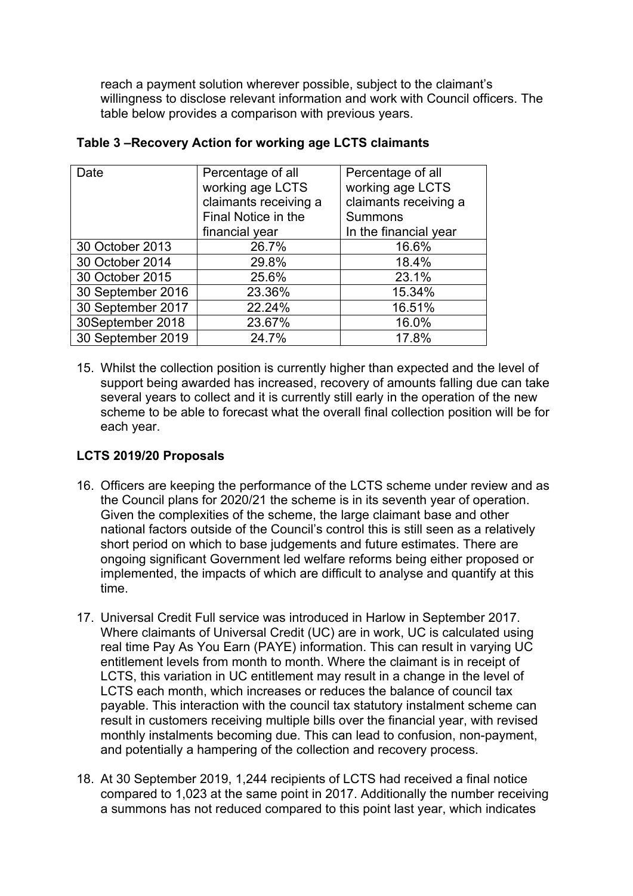reach a payment solution wherever possible, subject to the claimant's willingness to disclose relevant information and work with Council officers. The table below provides a comparison with previous years.

**Table 3 –Recovery Action for working age LCTS claimants**

| Date | Percentage of all working age LCTS claimants receiving a Final Notice in the financial year | Percentage of all working age LCTS claimants receiving a Summons In the financial year |
|---|---|---|
| 30 October 2013 | 26.7% | 16.6% |
| 30 October 2014 | 29.8% | 18.4% |
| 30 October 2015 | 25.6% | 23.1% |
| 30 September 2016 | 23.36% | 15.34% |
| 30 September 2017 | 22.24% | 16.51% |
| 30September 2018 | 23.67% | 16.0% |
| 30 September 2019 | 24.7% | 17.8% |

15. Whilst the collection position is currently higher than expected and the level of support being awarded has increased, recovery of amounts falling due can take several years to collect and it is currently still early in the operation of the new scheme to be able to forecast what the overall final collection position will be for each year.

**LCTS 2019/20 Proposals**

16. Officers are keeping the performance of the LCTS scheme under review and as the Council plans for 2020/21 the scheme is in its seventh year of operation. Given the complexities of the scheme, the large claimant base and other national factors outside of the Council's control this is still seen as a relatively short period on which to base judgements and future estimates. There are ongoing significant Government led welfare reforms being either proposed or implemented, the impacts of which are difficult to analyse and quantify at this time.

17. Universal Credit Full service was introduced in Harlow in September 2017. Where claimants of Universal Credit (UC) are in work, UC is calculated using real time Pay As You Earn (PAYE) information. This can result in varying UC entitlement levels from month to month. Where the claimant is in receipt of LCTS, this variation in UC entitlement may result in a change in the level of LCTS each month, which increases or reduces the balance of council tax payable. This interaction with the council tax statutory instalment scheme can result in customers receiving multiple bills over the financial year, with revised monthly instalments becoming due. This can lead to confusion, non-payment, and potentially a hampering of the collection and recovery process.

18. At 30 September 2019, 1,244 recipients of LCTS had received a final notice compared to 1,023 at the same point in 2017. Additionally the number receiving a summons has not reduced compared to this point last year, which indicates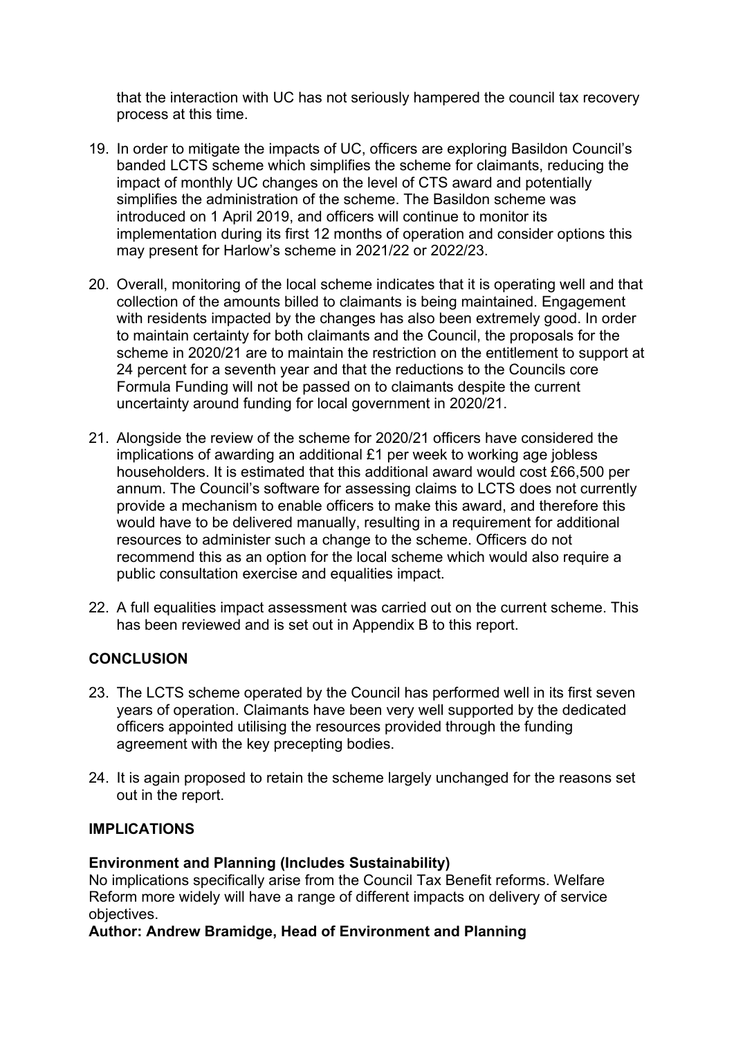that the interaction with UC has not seriously hampered the council tax recovery process at this time.

19. In order to mitigate the impacts of UC, officers are exploring Basildon Council's banded LCTS scheme which simplifies the scheme for claimants, reducing the impact of monthly UC changes on the level of CTS award and potentially simplifies the administration of the scheme. The Basildon scheme was introduced on 1 April 2019, and officers will continue to monitor its implementation during its first 12 months of operation and consider options this may present for Harlow's scheme in 2021/22 or 2022/23.

20. Overall, monitoring of the local scheme indicates that it is operating well and that collection of the amounts billed to claimants is being maintained. Engagement with residents impacted by the changes has also been extremely good. In order to maintain certainty for both claimants and the Council, the proposals for the scheme in 2020/21 are to maintain the restriction on the entitlement to support at 24 percent for a seventh year and that the reductions to the Councils core Formula Funding will not be passed on to claimants despite the current uncertainty around funding for local government in 2020/21.

21. Alongside the review of the scheme for 2020/21 officers have considered the implications of awarding an additional £1 per week to working age jobless householders. It is estimated that this additional award would cost £66,500 per annum. The Council's software for assessing claims to LCTS does not currently provide a mechanism to enable officers to make this award, and therefore this would have to be delivered manually, resulting in a requirement for additional resources to administer such a change to the scheme. Officers do not recommend this as an option for the local scheme which would also require a public consultation exercise and equalities impact.

22. A full equalities impact assessment was carried out on the current scheme. This has been reviewed and is set out in Appendix B to this report.

## CONCLUSION

23. The LCTS scheme operated by the Council has performed well in its first seven years of operation. Claimants have been very well supported by the dedicated officers appointed utilising the resources provided through the funding agreement with the key precepting bodies.

24. It is again proposed to retain the scheme largely unchanged for the reasons set out in the report.

## IMPLICATIONS

**Environment and Planning (Includes Sustainability)**
No implications specifically arise from the Council Tax Benefit reforms. Welfare Reform more widely will have a range of different impacts on delivery of service objectives.
**Author: Andrew Bramidge, Head of Environment and Planning**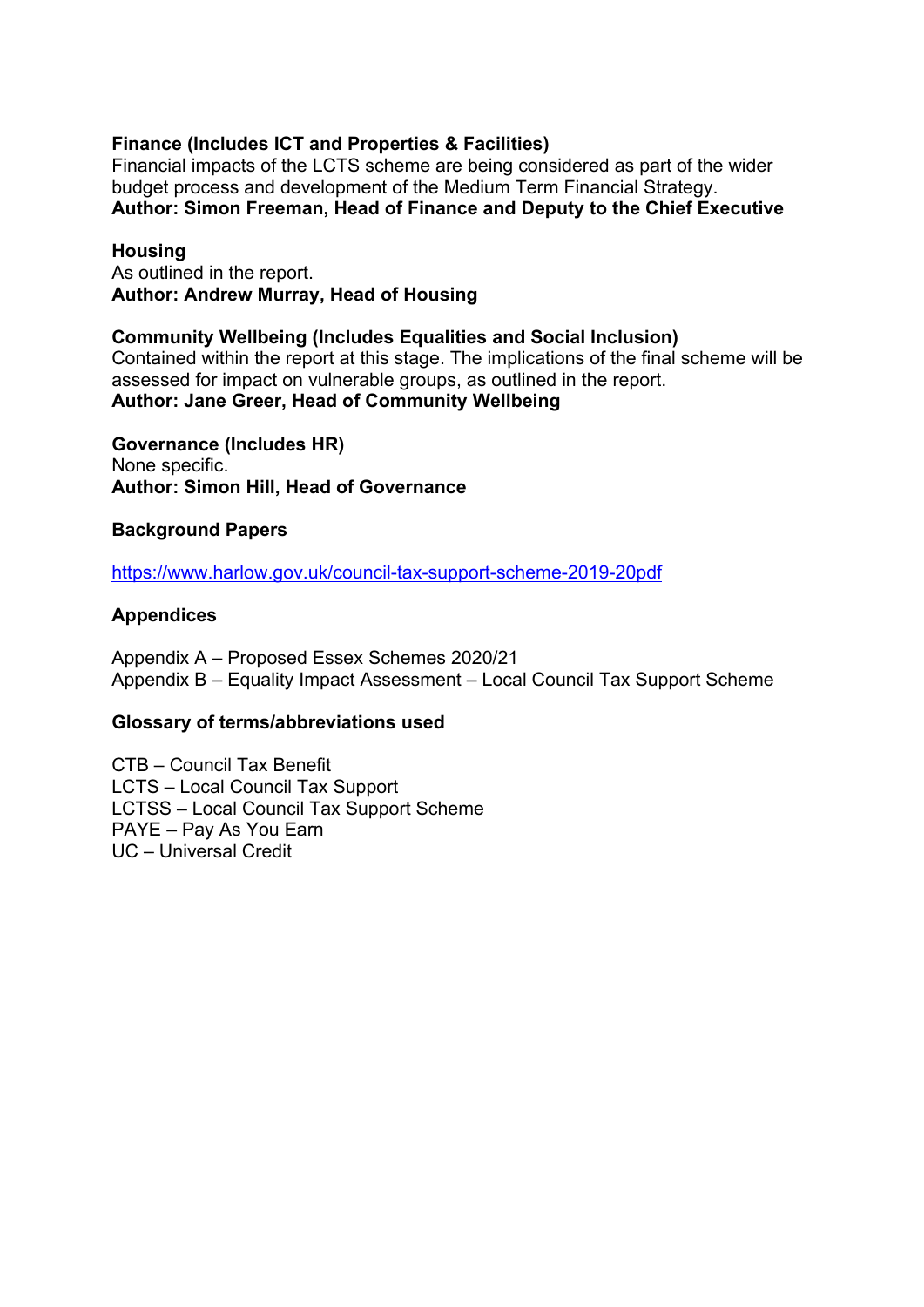**Finance (Includes ICT and Properties & Facilities)**
Financial impacts of the LCTS scheme are being considered as part of the wider budget process and development of the Medium Term Financial Strategy.
**Author: Simon Freeman, Head of Finance and Deputy to the Chief Executive**

**Housing**
As outlined in the report.
**Author: Andrew Murray, Head of Housing**

**Community Wellbeing (Includes Equalities and Social Inclusion)**
Contained within the report at this stage. The implications of the final scheme will be assessed for impact on vulnerable groups, as outlined in the report.
**Author: Jane Greer, Head of Community Wellbeing**

**Governance (Includes HR)**
None specific.
**Author: Simon Hill, Head of Governance**

**Background Papers**

https://www.harlow.gov.uk/council-tax-support-scheme-2019-20pdf

**Appendices**

Appendix A – Proposed Essex Schemes 2020/21
Appendix B – Equality Impact Assessment – Local Council Tax Support Scheme

**Glossary of terms/abbreviations used**

CTB – Council Tax Benefit
LCTS – Local Council Tax Support
LCTSS – Local Council Tax Support Scheme
PAYE – Pay As You Earn
UC – Universal Credit